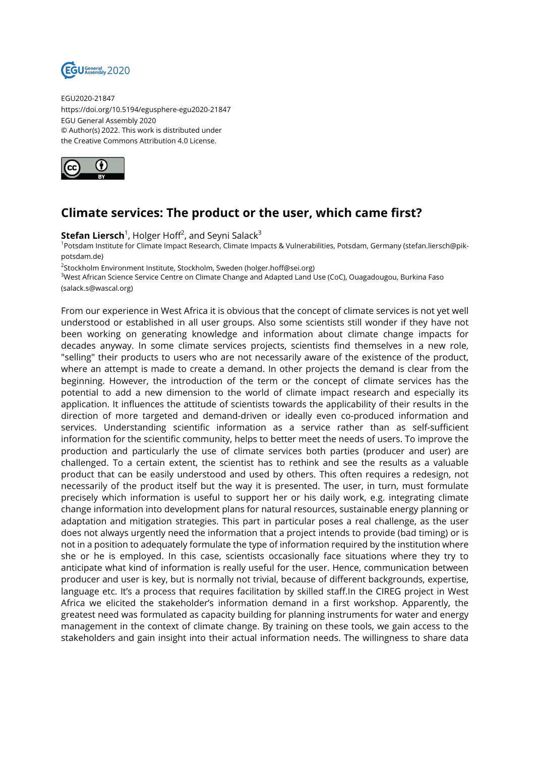EGU2020-21847
https://doi.org/10.5194/egusphere-egu2020-21847
EGU General Assembly 2020
© Author(s) 2022. This work is distributed under
the Creative Commons Attribution 4.0 License.

# Climate services: The product or the user, which came first?

**Stefan Liersch**[1], Holger Hoff[2], and Seyni Salack[3]

[1]Potsdam Institute for Climate Impact Research, Climate Impacts & Vulnerabilities, Potsdam, Germany (stefan.liersch@pik-potsdam.de)

[2]Stockholm Environment Institute, Stockholm, Sweden (holger.hoff@sei.org)

[3]West African Science Service Centre on Climate Change and Adapted Land Use (CoC), Ouagadougou, Burkina Faso (salack.s@wascal.org)

From our experience in West Africa it is obvious that the concept of climate services is not yet well understood or established in all user groups. Also some scientists still wonder if they have not been working on generating knowledge and information about climate change impacts for decades anyway. In some climate services projects, scientists find themselves in a new role, "selling" their products to users who are not necessarily aware of the existence of the product, where an attempt is made to create a demand. In other projects the demand is clear from the beginning. However, the introduction of the term or the concept of climate services has the potential to add a new dimension to the world of climate impact research and especially its application. It influences the attitude of scientists towards the applicability of their results in the direction of more targeted and demand-driven or ideally even co-produced information and services. Understanding scientific information as a service rather than as self-sufficient information for the scientific community, helps to better meet the needs of users. To improve the production and particularly the use of climate services both parties (producer and user) are challenged. To a certain extent, the scientist has to rethink and see the results as a valuable product that can be easily understood and used by others. This often requires a redesign, not necessarily of the product itself but the way it is presented. The user, in turn, must formulate precisely which information is useful to support her or his daily work, e.g. integrating climate change information into development plans for natural resources, sustainable energy planning or adaptation and mitigation strategies. This part in particular poses a real challenge, as the user does not always urgently need the information that a project intends to provide (bad timing) or is not in a position to adequately formulate the type of information required by the institution where she or he is employed. In this case, scientists occasionally face situations where they try to anticipate what kind of information is really useful for the user. Hence, communication between producer and user is key, but is normally not trivial, because of different backgrounds, expertise, language etc. It's a process that requires facilitation by skilled staff.In the CIREG project in West Africa we elicited the stakeholder's information demand in a first workshop. Apparently, the greatest need was formulated as capacity building for planning instruments for water and energy management in the context of climate change. By training on these tools, we gain access to the stakeholders and gain insight into their actual information needs. The willingness to share data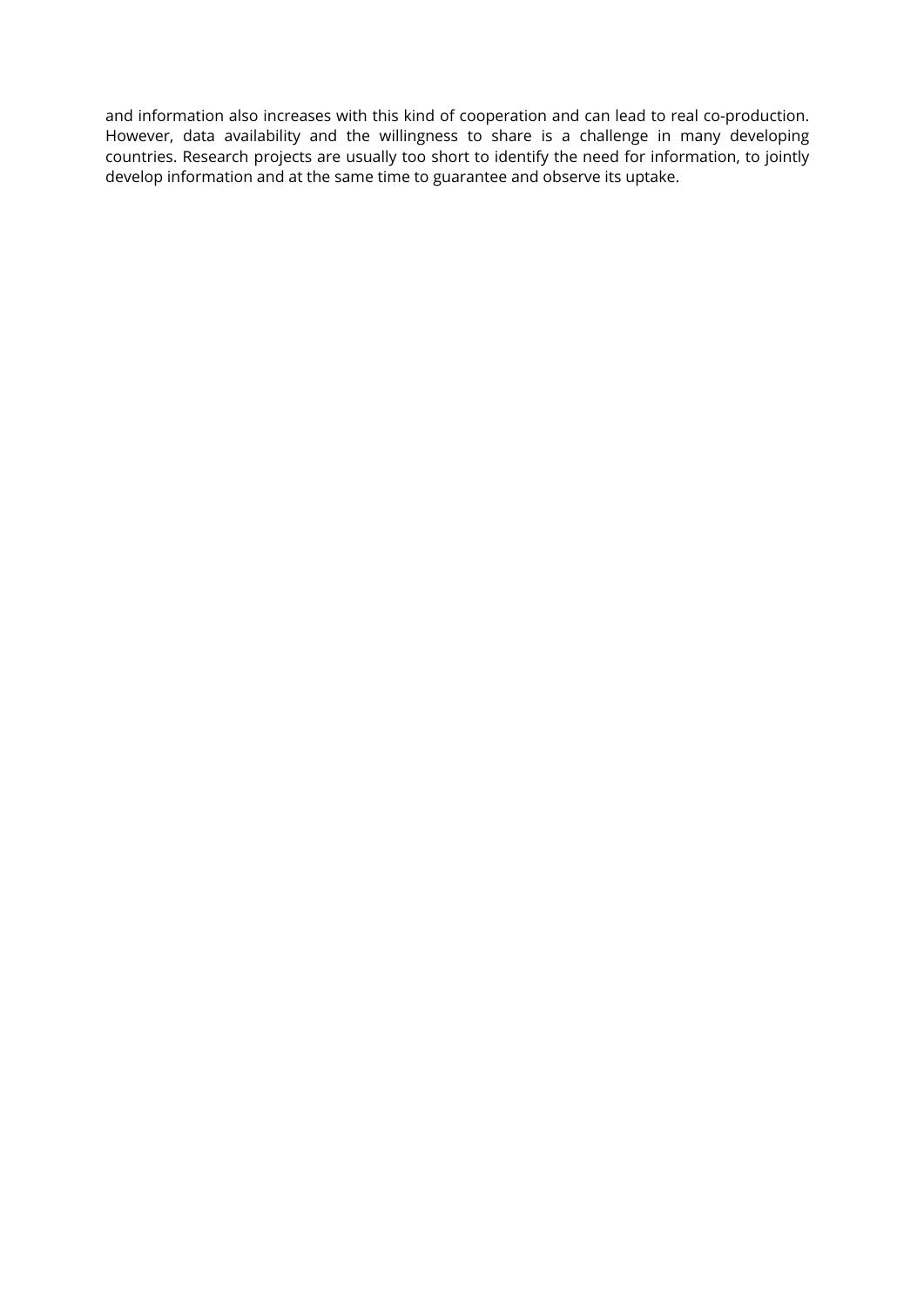and information also increases with this kind of cooperation and can lead to real co-production. However, data availability and the willingness to share is a challenge in many developing countries. Research projects are usually too short to identify the need for information, to jointly develop information and at the same time to guarantee and observe its uptake.